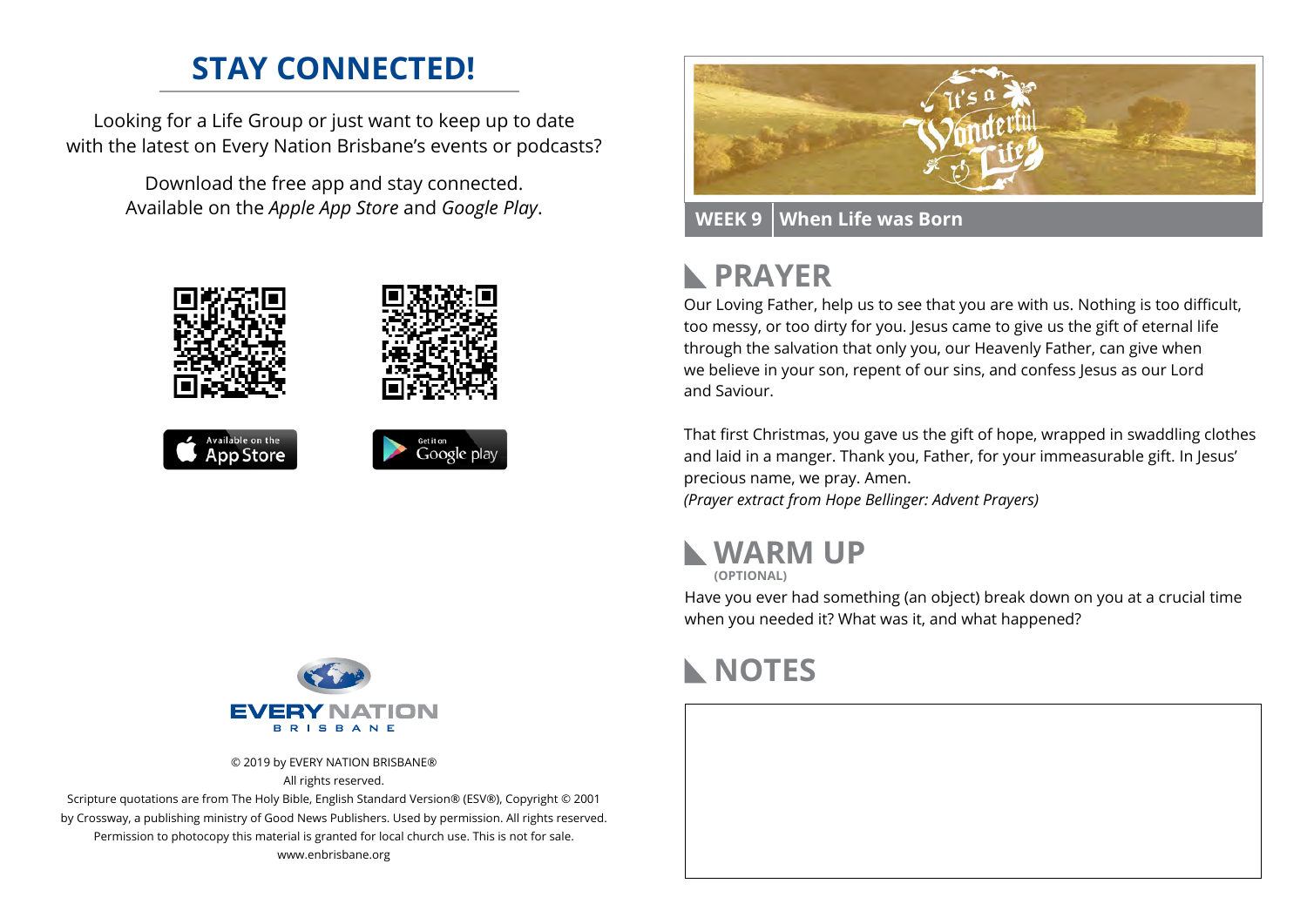## STAY CONNECTED!

Looking for a Life Group or just want to keep up to date with the latest on Every Nation Brisbane's events or podcasts?

Download the free app and stay connected. Available on the *Apple App Store* and *Google Play*.

Available on the App Store

Get it on Google play

EVERY NATION BRISBANE

© 2019 by EVERY NATION BRISBANE®
All rights reserved.
Scripture quotations are from The Holy Bible, English Standard Version® (ESV®), Copyright © 2001 by Crossway, a publishing ministry of Good News Publishers. Used by permission. All rights reserved.
Permission to photocopy this material is granted for local church use. This is not for sale.
www.enbrisbane.org

It's a Wonderful Life

**WEEK 9 | When Life was Born**

## PRAYER

Our Loving Father, help us to see that you are with us. Nothing is too difficult, too messy, or too dirty for you. Jesus came to give us the gift of eternal life through the salvation that only you, our Heavenly Father, can give when we believe in your son, repent of our sins, and confess Jesus as our Lord and Saviour.

That first Christmas, you gave us the gift of hope, wrapped in swaddling clothes and laid in a manger. Thank you, Father, for your immeasurable gift. In Jesus' precious name, we pray. Amen.
*(Prayer extract from Hope Bellinger: Advent Prayers)*

## WARM UP
**(OPTIONAL)**

Have you ever had something (an object) break down on you at a crucial time when you needed it? What was it, and what happened?

## NOTES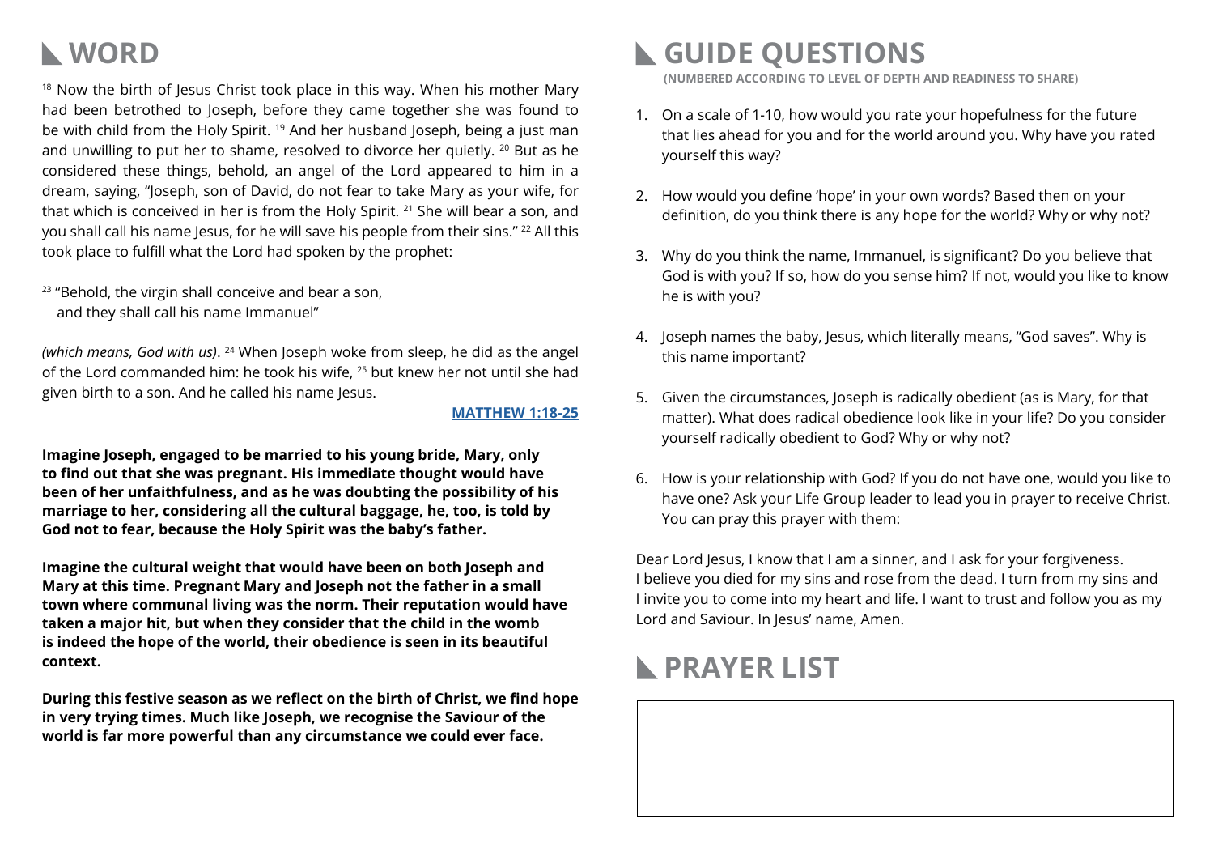## WORD

[18] Now the birth of Jesus Christ took place in this way. When his mother Mary had been betrothed to Joseph, before they came together she was found to be with child from the Holy Spirit. [19] And her husband Joseph, being a just man and unwilling to put her to shame, resolved to divorce her quietly. [20] But as he considered these things, behold, an angel of the Lord appeared to him in a dream, saying, "Joseph, son of David, do not fear to take Mary as your wife, for that which is conceived in her is from the Holy Spirit. [21] She will bear a son, and you shall call his name Jesus, for he will save his people from their sins." [22] All this took place to fulfill what the Lord had spoken by the prophet:

[23] "Behold, the virgin shall conceive and bear a son,
and they shall call his name Immanuel"

*(which means, God with us)*. [24] When Joseph woke from sleep, he did as the angel of the Lord commanded him: he took his wife, [25] but knew her not until she had given birth to a son. And he called his name Jesus.

**MATTHEW 1:18-25**

**Imagine Joseph, engaged to be married to his young bride, Mary, only to find out that she was pregnant. His immediate thought would have been of her unfaithfulness, and as he was doubting the possibility of his marriage to her, considering all the cultural baggage, he, too, is told by God not to fear, because the Holy Spirit was the baby's father.**

**Imagine the cultural weight that would have been on both Joseph and Mary at this time. Pregnant Mary and Joseph not the father in a small town where communal living was the norm. Their reputation would have taken a major hit, but when they consider that the child in the womb is indeed the hope of the world, their obedience is seen in its beautiful context.**

**During this festive season as we reflect on the birth of Christ, we find hope in very trying times. Much like Joseph, we recognise the Saviour of the world is far more powerful than any circumstance we could ever face.**

## GUIDE QUESTIONS

**(NUMBERED ACCORDING TO LEVEL OF DEPTH AND READINESS TO SHARE)**

1. On a scale of 1-10, how would you rate your hopefulness for the future that lies ahead for you and for the world around you. Why have you rated yourself this way?
2. How would you define 'hope' in your own words? Based then on your definition, do you think there is any hope for the world? Why or why not?
3. Why do you think the name, Immanuel, is significant? Do you believe that God is with you? If so, how do you sense him? If not, would you like to know he is with you?
4. Joseph names the baby, Jesus, which literally means, "God saves". Why is this name important?
5. Given the circumstances, Joseph is radically obedient (as is Mary, for that matter). What does radical obedience look like in your life? Do you consider yourself radically obedient to God? Why or why not?
6. How is your relationship with God? If you do not have one, would you like to have one? Ask your Life Group leader to lead you in prayer to receive Christ. You can pray this prayer with them:

Dear Lord Jesus, I know that I am a sinner, and I ask for your forgiveness. I believe you died for my sins and rose from the dead. I turn from my sins and I invite you to come into my heart and life. I want to trust and follow you as my Lord and Saviour. In Jesus' name, Amen.

## PRAYER LIST